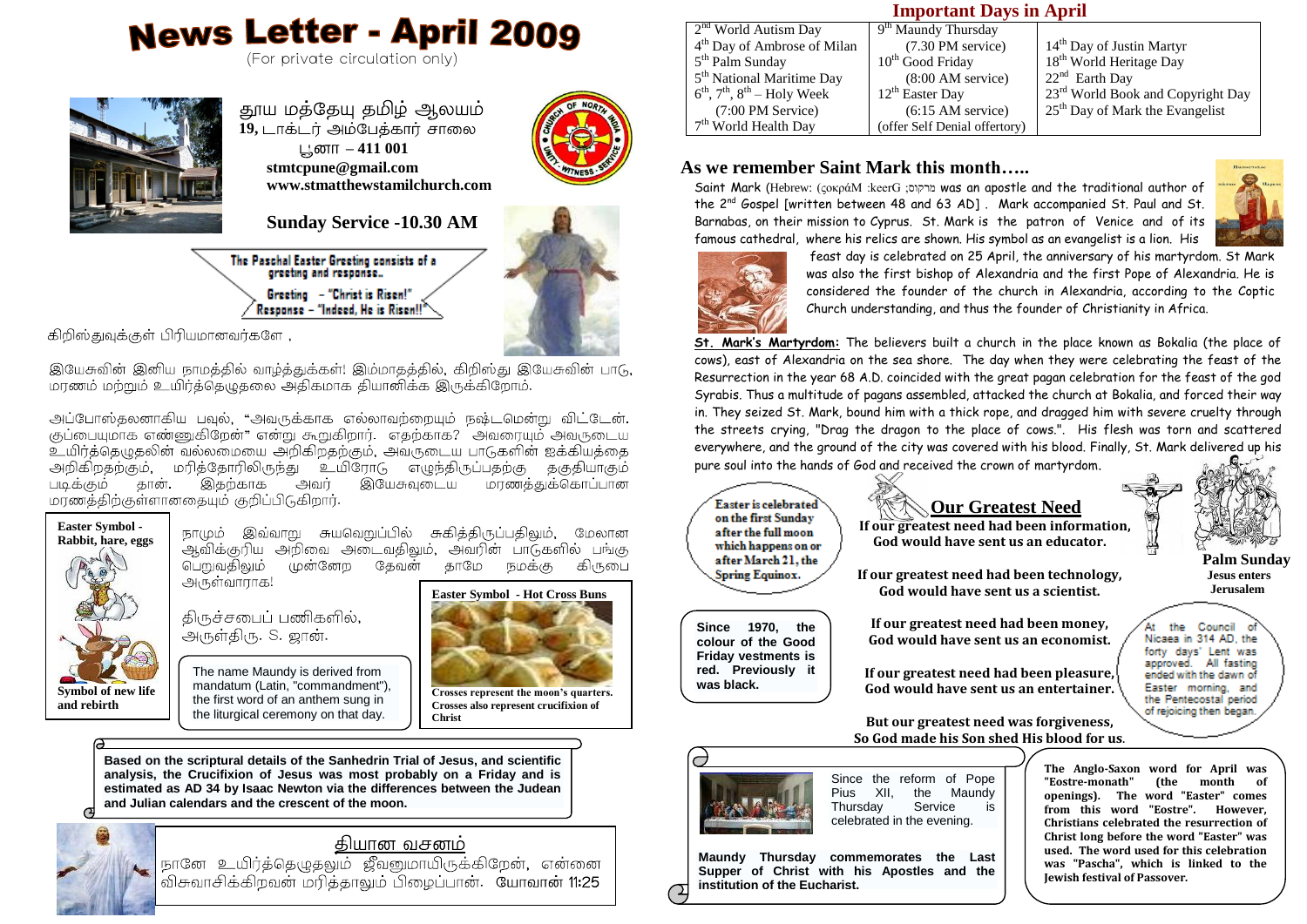# News Letter - April 2009

(For private circulation only)

தூய மத்தேயு தமிழ் ஆலயம்
**19,** டாக்டர் அம்பேத்கார் சாலை
புனா – **411 001**
**stmtcpune@gmail.com**
**www.stmatthewstamilchurch.com**

## Sunday Service -10.30 AM

The Paschal Easter Greeting consists of a greeting and response..
Greeting – "Christ is Risen!"
Response – "Indeed, He is Risen!!"

கிறிஸ்துவுக்குள் பிரியமானவர்களே ,

இயேசுவின் இனிய நாமத்தில் வாழ்த்துக்கள்! இம்மாதத்தில், கிறிஸ்து இயேசுவின் பாடு, மரணம் மற்றும் உயிர்த்தெழுதலை அதிகமாக தியானிக்க இருக்கிறோம்.

அப்போஸ்தலனாகிய பவுல், "அவருக்காக எல்லாவற்றையும் நஷ்டமென்று விட்டேன். குப்பையுமாக எண்ணுகிறேன்" என்று கூறுகிறார். எதற்காக? அவரையும் அவருடைய உயிர்த்தெழுதலின் வல்லமையை அறிகிறதற்கும், அவருடைய பாடுகளின் ஐக்கியத்தை அறிகிறதற்கும், மரித்தோரிலிருந்து உயிரோடு எழுந்திருப்பதற்கு தகுதியாகும் படிக்கும் தான். இதற்காக அவர் இயேசுவுடைய மரணத்துக்கொப்பான மரணத்திற்குள்ளானதையும் குறிப்பிடுகிறார்.

நாமும் இவ்வாறு சுயவெறுப்பில் சுகித்திருப்பதிலும், மேலான ஆவிக்குரிய அறிவை அடைவதிலும், அவரின் பாடுகளில் பங்கு பெறுவதிலும் முன்னேற தேவன் தாமே நமக்கு கிருபை அருள்வாராக!

திருச்சபைப் பணிகளில்,
அருள்திரு. S. ஜான்.

**Easter Symbol - Rabbit, hare, eggs**

**Symbol of new life and rebirth**

The name Maundy is derived from mandatum (Latin, "commandment"), the first word of an anthem sung in the liturgical ceremony on that day.

**Easter Symbol - Hot Cross Buns**

**Crosses represent the moon's quarters. Crosses also represent crucifixion of Christ**

**Based on the scriptural details of the Sanhedrin Trial of Jesus, and scientific analysis, the Crucifixion of Jesus was most probably on a Friday and is estimated as AD 34 by Isaac Newton via the differences between the Judean and Julian calendars and the crescent of the moon.**

### தியான வசனம்

நானே உயிர்த்தெழுதலும் ஜீவனுமாயிருக்கிறேன், என்னை விசுவாசிக்கிறவன் மரித்தாலும் பிழைப்பான். யோவான் 11:25

## Important Days in April

| | | |
|---|---|---|
| 2nd World Autism Day | 9th Maundy Thursday (7.30 PM service) | |
| 4th Day of Ambrose of Milan | | 14th Day of Justin Martyr |
| 5th Palm Sunday | 10th Good Friday (8:00 AM service) | 18th World Heritage Day |
| 5th National Maritime Day | | 22nd Earth Day |
| 6th, 7th, 8th – Holy Week (7:00 PM Service) | 12th Easter Day (6:15 AM service) | 23rd World Book and Copyright Day |
| 7th World Health Day | (offer Self Denial offertory) | 25th Day of Mark the Evangelist |

## As we remember Saint Mark this month…..

Saint Mark (Hebrew: (ςοκράΜ :keerG ;מרקוס was an apostle and the traditional author of the 2nd Gospel [written between 48 and 63 AD] . Mark accompanied St. Paul and St. Barnabas, on their mission to Cyprus. St. Mark is the patron of Venice and of its famous cathedral, where his relics are shown. His symbol as an evangelist is a lion. His feast day is celebrated on 25 April, the anniversary of his martyrdom. St Mark was also the first bishop of Alexandria and the first Pope of Alexandria. He is considered the founder of the church in Alexandria, according to the Coptic Church understanding, and thus the founder of Christianity in Africa.

**St. Mark's Martyrdom:** The believers built a church in the place known as Bokalia (the place of cows), east of Alexandria on the sea shore. The day when they were celebrating the feast of the Resurrection in the year 68 A.D. coincided with the great pagan celebration for the feast of the god Syrabis. Thus a multitude of pagans assembled, attacked the church at Bokalia, and forced their way in. They seized St. Mark, bound him with a thick rope, and dragged him with severe cruelty through the streets crying, "Drag the dragon to the place of cows.". His flesh was torn and scattered everywhere, and the ground of the city was covered with his blood. Finally, St. Mark delivered up his pure soul into the hands of God and received the crown of martyrdom.

**Easter is celebrated on the first Sunday after the full moon which happens on or after March 21, the Spring Equinox.**

## Our Greatest Need

**If our greatest need had been information, God would have sent us an educator.**

**If our greatest need had been technology, God would have sent us a scientist.**

**If our greatest need had been money, God would have sent us an economist.**

**If our greatest need had been pleasure, God would have sent us an entertainer.**

**But our greatest need was forgiveness, So God made his Son shed His blood for us.**

**Palm Sunday**
**Jesus enters Jerusalem**

**Since 1970, the colour of the Good Friday vestments is red. Previously it was black.**

At the Council of Nicaea in 314 AD, the forty days' Lent was approved. All fasting ended with the dawn of Easter morning, and the Pentecostal period of rejoicing then began.

Since the reform of Pope Pius XII, the Maundy Thursday Service is celebrated in the evening.

**Maundy Thursday commemorates the Last Supper of Christ with his Apostles and the institution of the Eucharist.**

**The Anglo-Saxon word for April was "Eostre-monath" (the month of openings). The word "Easter" comes from this word "Eostre". However, Christians celebrated the resurrection of Christ long before the word "Easter" was used. The word used for this celebration was "Pascha", which is linked to the Jewish festival of Passover.**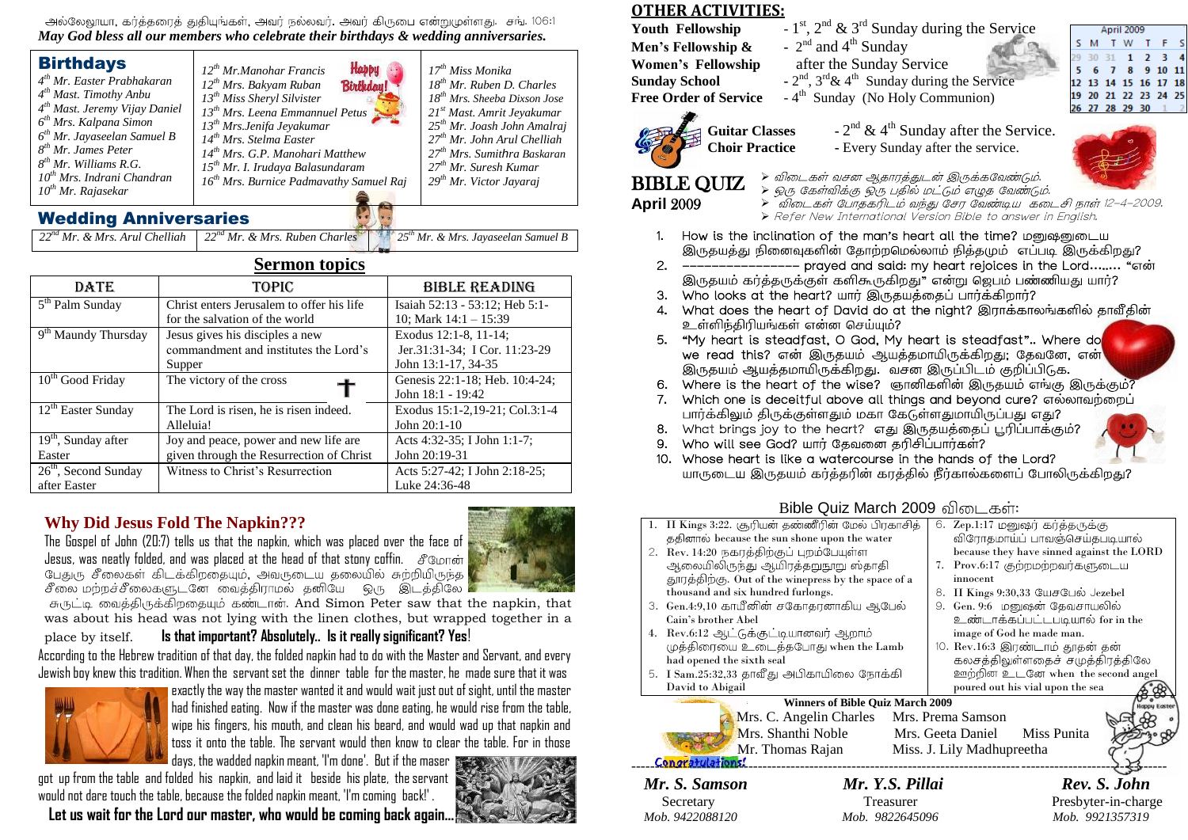அல்லேலூயா, கர்த்தரைத் துதியுங்கள், அவர் நல்லவர். அவர் கிருபை என்றுமுள்ளது. சங். 106:1

*May God bless all our members who celebrate their birthdays & wedding anniversaries.*

## Birthdays

| | | |
|---|---|---|
| *4th Mr. Easter Prabhakaran* | *12th Mr.Manohar Francis* | *17th Miss Monika* |
| *4th Mast. Timothy Anbu* | *12th Mrs. Bakyam Ruban* | *18th Mr. Ruben D. Charles* |
| *4th Mast. Jeremy Vijay Daniel* | *13th Miss Sheryl Silvister* | *18th Mrs. Sheeba Dixson Jose* |
| *6th Mrs. Kalpana Simon* | *13th Mrs. Leena Emmannuel Petus* | *21st Mast. Amrit Jeyakumar* |
| *6th Mr. Jayaseelan Samuel B* | *13th Mrs.Jenifa Jeyakumar* | *25th Mr. Joash John Amalraj* |
| *8th Mr. James Peter* | *14th Mrs. Stelma Easter* | *27th Mr. John Arul Chelliah* |
| *8th Mr. Williams R.G.* | *14th Mrs. G.P. Manohari Matthew* | *27th Mrs. Sumithra Baskaran* |
| *10th Mrs. Indrani Chandran* | *15th Mr. I. Irudaya Balasundaram* | *27th Mr. Suresh Kumar* |
| *10th Mr. Rajasekar* | *16th Mrs. Burnice Padmavathy Samuel Raj* | *29th Mr. Victor Jayaraj* |

## Wedding Anniversaries

| | | |
|---|---|---|
| *22nd Mr. & Mrs. Arul Chelliah* | *22nd Mr. & Mrs. Ruben Charles* | *25th Mr. & Mrs. Jayaseelan Samuel B* |

## Sermon topics

| DATE | TOPIC | BIBLE READING |
|---|---|---|
| 5th Palm Sunday | Christ enters Jerusalem to offer his life for the salvation of the world | Isaiah 52:13 - 53:12; Heb 5:1-10; Mark 14:1 – 15:39 |
| 9th Maundy Thursday | Jesus gives his disciples a new commandment and institutes the Lord's Supper | Exodus 12:1-8, 11-14; Jer.31:31-34; I Cor. 11:23-29 John 13:1-17, 34-35 |
| 10th Good Friday | The victory of the cross | Genesis 22:1-18; Heb. 10:4-24; John 18:1 - 19:42 |
| 12th Easter Sunday | The Lord is risen, he is risen indeed. Alleluia! | Exodus 15:1-2,19-21; Col.3:1-4 John 20:1-10 |
| 19th, Sunday after Easter | Joy and peace, power and new life are given through the Resurrection of Christ | Acts 4:32-35; I John 1:1-7; John 20:19-31 |
| 26th, Second Sunday after Easter | Witness to Christ's Resurrection | Acts 5:27-42; I John 2:18-25; Luke 24:36-48 |

## Why Did Jesus Fold The Napkin???

The Gospel of John (20:7) tells us that the napkin, which was placed over the face of Jesus, was neatly folded, and was placed at the head of that stony coffin. சீமோன் பேதுரு சீலைகள் கிடக்கிறதையும், அவருடைய தலையில் சுற்றியிருந்த சீலை மற்றச்சீலைகளுடனே வைத்திராமல் தனியே ஒரு இடத்திலே சுருட்டி வைத்திருக்கிறதையும் கண்டான். And Simon Peter saw that the napkin, that was about his head was not lying with the linen clothes, but wrapped together in a place by itself. **Is that important? Absolutely.. Is it really significant? Yes!**

According to the Hebrew tradition of that day, the folded napkin had to do with the Master and Servant, and every Jewish boy knew this tradition. When the servant set the dinner table for the master, he made sure that it was exactly the way the master wanted it and would wait just out of sight, until the master had finished eating. Now if the master was done eating, he would rise from the table, wipe his fingers, his mouth, and clean his beard, and would wad up that napkin and toss it onto the table. The servant would then know to clear the table. For in those days, the wadded napkin meant, 'I'm done'. But if the master got up from the table and folded his napkin, and laid it beside his plate, the servant would not dare touch the table, because the folded napkin meant, 'I'm coming back!'.

**Let us wait for the Lord our master, who would be coming back again...**

## OTHER ACTIVITIES:

- **Youth Fellowship** - 1st, 2nd & 3rd Sunday during the Service
- **Men's Fellowship & Women's Fellowship** - 2nd and 4th Sunday after the Sunday Service
- **Sunday School** - 2nd, 3rd & 4th Sunday during the Service
- **Free Order of Service** - 4th Sunday (No Holy Communion)
- **Guitar Classes** - 2nd & 4th Sunday after the Service.
- **Choir Practice** - Every Sunday after the service.

April 2009

| S | M | T | W | T | F | S |
|---|---|---|---|---|---|---|
| 29 | 30 | 31 | 1 | 2 | 3 | 4 |
| 5 | 6 | 7 | 8 | 9 | 10 | 11 |
| 12 | 13 | 14 | 15 | 16 | 17 | 18 |
| 19 | 20 | 21 | 22 | 23 | 24 | 25 |
| 26 | 27 | 28 | 29 | 30 | 1 | 2 |

## BIBLE QUIZ April 2009

- விடைகள் வசன ஆதாரத்துடன் இருக்கவேண்டும்.
- ஒரு கேள்விக்கு ஒரு பதில் மட்டும் எழுத வேண்டும்.
- விடைகள் போதகரிடம் வந்து சேர வேண்டிய கடைசி நாள் 12-4-2009.
- Refer New International Version Bible to answer in English.

1. How is the inclination of the man's heart all the time? மனுஷனுடைய இருதயத்து நினைவுகளின் தோற்றமெல்லாம் நித்தமும் எப்படி இருக்கிறது?
2. ---------------- prayed and said: my heart rejoices in the Lord........ "என் இருதயம் கர்த்தருக்குள் களிகூருகிறது" என்று ஜெபம் பண்ணியது யார்?
3. Who looks at the heart? யார் இருதயத்தைப் பார்க்கிறார்?
4. What does the heart of David do at the night? இராக்காலங்களில் தாவீதின் உள்ளிந்திரியங்கள் என்ன செய்யும்?
5. "My heart is steadfast, O God, My heart is steadfast".. Where do we read this? என் இருதயம் ஆயத்தமாயிருக்கிறது; தேவனே, என் இருதயம் ஆயத்தமாயிருக்கிறது. வசன இருப்பிடம் குறிப்பிடுக.
6. Where is the heart of the wise? ஞானிகளின் இருதயம் எங்கு இருக்கும்?
7. Which one is deceitful above all things and beyond cure? எல்லாவற்றைப் பார்க்கிலும் திருக்குள்ளதும் மகா கேடுள்ளதுமாயிருப்பது எது?
8. What brings joy to the heart? எது இருதயத்தைப் பூரிப்பாக்கும்?
9. Who will see God? யார் தேவனை தரிசிப்பார்கள்?
10. Whose heart is like a watercourse in the hands of the Lord? யாருடைய இருதயம் கர்த்தரின் கரத்தில் நீர்கால்களைப் போலிருக்கிறது?

## Bible Quiz March 2009 விடைகள்:

1. II Kings 3:22. சூரியன் தண்ணீரின் மேல் பிரகாசித்ததினால் because the sun shone upon the water
2. Rev. 14:20 நகரத்திற்குப் புறம்பேயுள்ள ஆலையிலிருந்து ஆயிரத்தறுநூறு ஸ்நாதி தூரத்திற்கு. Out of the winepress by the space of a thousand and six hundred furlongs.
3. Gen.4:9,10 காயீனின் சகோதரனாகிய ஆபேல் Cain's brother Abel
4. Rev.6:12 ஆட்டுக்குட்டியானவர் ஆறாம் முத்திரையை உடைத்தபோது when the Lamb had opened the sixth seal
5. I Sam.25:32,33 தாவீது அபிகாயிலை நோக்கி David to Abigail
6. Zep.1:17 மனுஷர் கர்த்தருக்கு விரோதமாய்ப் பாவஞ்செய்தபடியால் because they have sinned against the LORD
7. Prov.6:17 குற்றமற்றவர்களுடைய innocent
8. II Kings 9:30,33 யேசபேல் Jezebel
9. Gen. 9:6 மனுஷன் தேவசாயலில் உண்டாக்கப்பட்டபடியால் for in the image of God he made man.
10. Rev.16:3 இரண்டாம் தூதன் தன் கலசத்திலுள்ளதைச் சமுத்திரத்திலே ஊற்றின உடனே when the second angel poured out his vial upon the sea

**Winners of Bible Quiz March 2009**

Mrs. C. Angelin Charles, Mrs. Prema Samson, Mrs. Shanthi Noble, Mrs. Geeta Daniel, Miss Punita, Mr. Thomas Rajan, Miss. J. Lily Madhupreetha

Congratulations!

| | | |
|---|---|---|
| ***Mr. S. Samson*** | ***Mr. Y.S. Pillai*** | ***Rev. S. John*** |
| Secretary | Treasurer | Presbyter-in-charge |
| *Mob. 9422088120* | *Mob. 9822645096* | *Mob. 9921357319* |